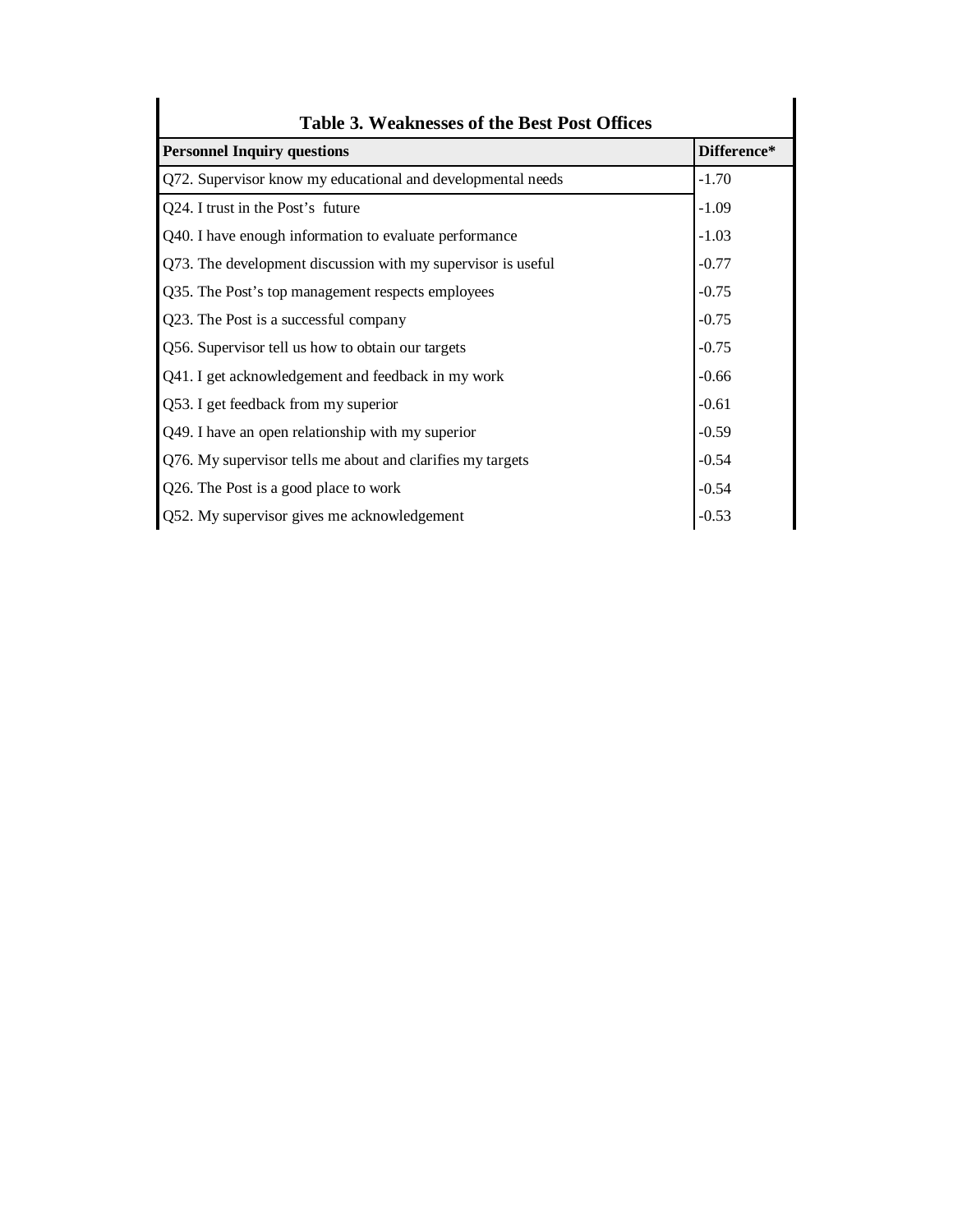**Table 3. Weaknesses of the Best Post Offices**

| Personnel Inquiry questions | Difference* |
|---|---|
| Q72. Supervisor know my educational and developmental needs | -1.70 |
| Q24. I trust in the Post's future | -1.09 |
| Q40. I have enough information to evaluate performance | -1.03 |
| Q73. The development discussion with my supervisor is useful | -0.77 |
| Q35. The Post's top management respects employees | -0.75 |
| Q23. The Post is a successful company | -0.75 |
| Q56. Supervisor tell us how to obtain our targets | -0.75 |
| Q41. I get acknowledgement and feedback in my work | -0.66 |
| Q53. I get feedback from my superior | -0.61 |
| Q49. I have an open relationship with my superior | -0.59 |
| Q76. My supervisor tells me about and clarifies my targets | -0.54 |
| Q26. The Post is a good place to work | -0.54 |
| Q52. My supervisor gives me acknowledgement | -0.53 |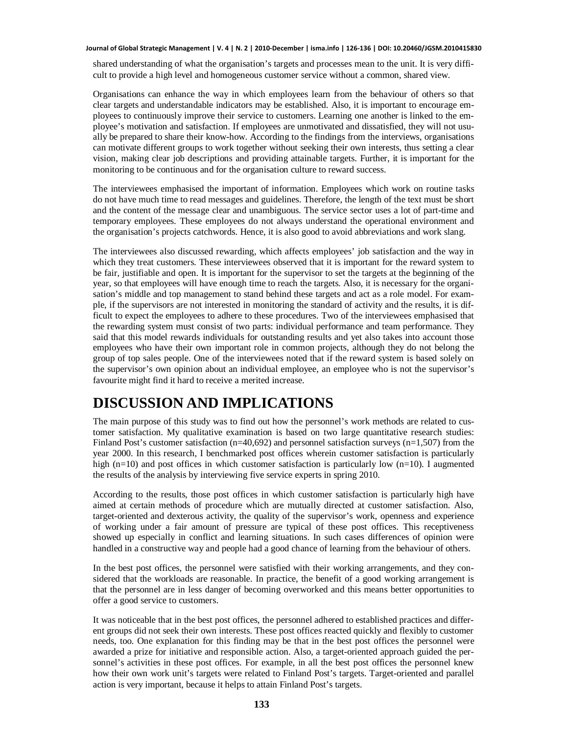shared understanding of what the organisation's targets and processes mean to the unit. It is very difficult to provide a high level and homogeneous customer service without a common, shared view.

Organisations can enhance the way in which employees learn from the behaviour of others so that clear targets and understandable indicators may be established. Also, it is important to encourage employees to continuously improve their service to customers. Learning one another is linked to the employee's motivation and satisfaction. If employees are unmotivated and dissatisfied, they will not usually be prepared to share their know-how. According to the findings from the interviews, organisations can motivate different groups to work together without seeking their own interests, thus setting a clear vision, making clear job descriptions and providing attainable targets. Further, it is important for the monitoring to be continuous and for the organisation culture to reward success.

The interviewees emphasised the important of information. Employees which work on routine tasks do not have much time to read messages and guidelines. Therefore, the length of the text must be short and the content of the message clear and unambiguous. The service sector uses a lot of part-time and temporary employees. These employees do not always understand the operational environment and the organisation's projects catchwords. Hence, it is also good to avoid abbreviations and work slang.

The interviewees also discussed rewarding, which affects employees' job satisfaction and the way in which they treat customers. These interviewees observed that it is important for the reward system to be fair, justifiable and open. It is important for the supervisor to set the targets at the beginning of the year, so that employees will have enough time to reach the targets. Also, it is necessary for the organisation's middle and top management to stand behind these targets and act as a role model. For example, if the supervisors are not interested in monitoring the standard of activity and the results, it is difficult to expect the employees to adhere to these procedures. Two of the interviewees emphasised that the rewarding system must consist of two parts: individual performance and team performance. They said that this model rewards individuals for outstanding results and yet also takes into account those employees who have their own important role in common projects, although they do not belong the group of top sales people. One of the interviewees noted that if the reward system is based solely on the supervisor's own opinion about an individual employee, an employee who is not the supervisor's favourite might find it hard to receive a merited increase.

# DISCUSSION AND IMPLICATIONS

The main purpose of this study was to find out how the personnel's work methods are related to customer satisfaction. My qualitative examination is based on two large quantitative research studies: Finland Post's customer satisfaction (n=40,692) and personnel satisfaction surveys (n=1,507) from the year 2000. In this research, I benchmarked post offices wherein customer satisfaction is particularly high (n=10) and post offices in which customer satisfaction is particularly low (n=10). I augmented the results of the analysis by interviewing five service experts in spring 2010.

According to the results, those post offices in which customer satisfaction is particularly high have aimed at certain methods of procedure which are mutually directed at customer satisfaction. Also, target-oriented and dexterous activity, the quality of the supervisor's work, openness and experience of working under a fair amount of pressure are typical of these post offices. This receptiveness showed up especially in conflict and learning situations. In such cases differences of opinion were handled in a constructive way and people had a good chance of learning from the behaviour of others.

In the best post offices, the personnel were satisfied with their working arrangements, and they considered that the workloads are reasonable. In practice, the benefit of a good working arrangement is that the personnel are in less danger of becoming overworked and this means better opportunities to offer a good service to customers.

It was noticeable that in the best post offices, the personnel adhered to established practices and different groups did not seek their own interests. These post offices reacted quickly and flexibly to customer needs, too. One explanation for this finding may be that in the best post offices the personnel were awarded a prize for initiative and responsible action. Also, a target-oriented approach guided the personnel's activities in these post offices. For example, in all the best post offices the personnel knew how their own work unit's targets were related to Finland Post's targets. Target-oriented and parallel action is very important, because it helps to attain Finland Post's targets.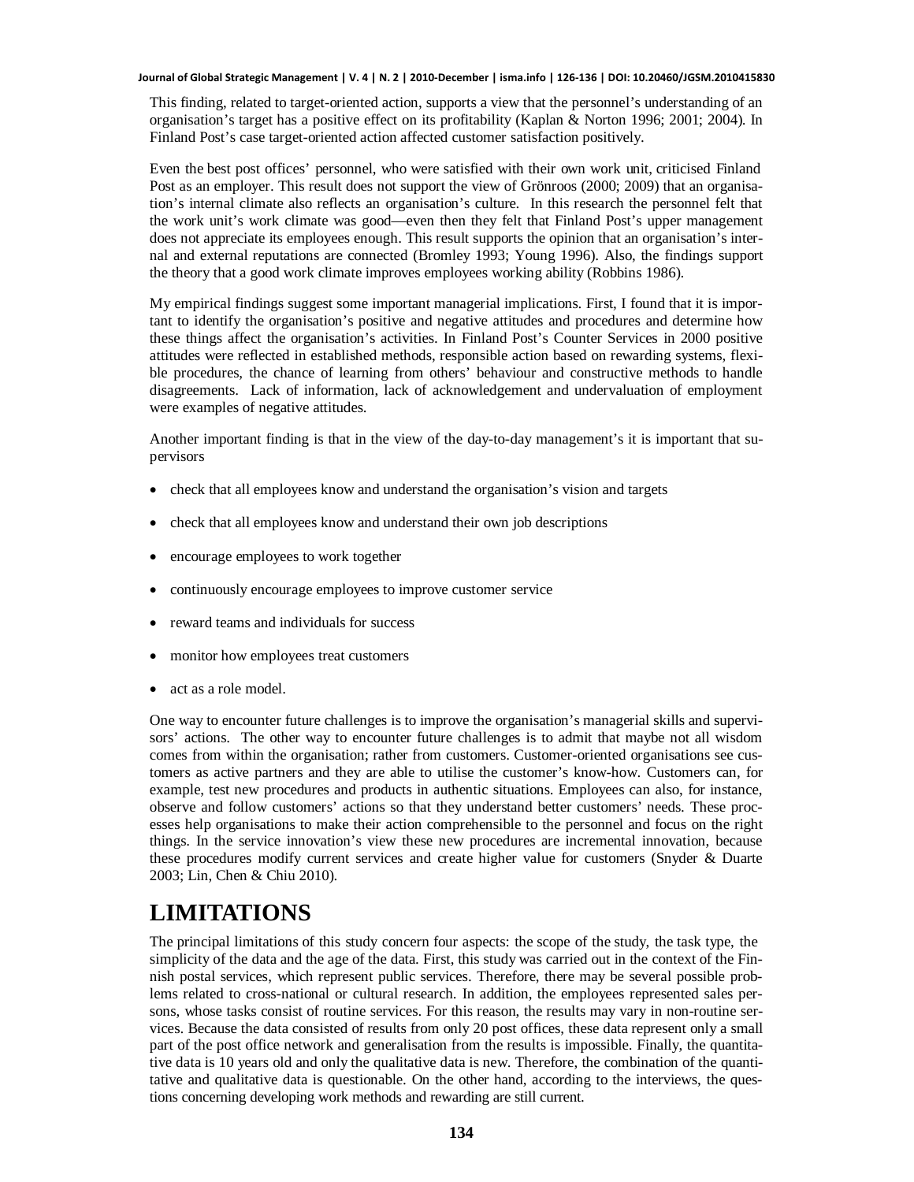This finding, related to target-oriented action, supports a view that the personnel's understanding of an organisation's target has a positive effect on its profitability (Kaplan & Norton 1996; 2001; 2004). In Finland Post's case target-oriented action affected customer satisfaction positively.

Even the best post offices' personnel, who were satisfied with their own work unit, criticised Finland Post as an employer. This result does not support the view of Grönroos (2000; 2009) that an organisation's internal climate also reflects an organisation's culture. In this research the personnel felt that the work unit's work climate was good—even then they felt that Finland Post's upper management does not appreciate its employees enough. This result supports the opinion that an organisation's internal and external reputations are connected (Bromley 1993; Young 1996). Also, the findings support the theory that a good work climate improves employees working ability (Robbins 1986).

My empirical findings suggest some important managerial implications. First, I found that it is important to identify the organisation's positive and negative attitudes and procedures and determine how these things affect the organisation's activities. In Finland Post's Counter Services in 2000 positive attitudes were reflected in established methods, responsible action based on rewarding systems, flexible procedures, the chance of learning from others' behaviour and constructive methods to handle disagreements. Lack of information, lack of acknowledgement and undervaluation of employment were examples of negative attitudes.

Another important finding is that in the view of the day-to-day management's it is important that supervisors

- check that all employees know and understand the organisation's vision and targets
- check that all employees know and understand their own job descriptions
- encourage employees to work together
- continuously encourage employees to improve customer service
- reward teams and individuals for success
- monitor how employees treat customers
- act as a role model.

One way to encounter future challenges is to improve the organisation's managerial skills and supervisors' actions. The other way to encounter future challenges is to admit that maybe not all wisdom comes from within the organisation; rather from customers. Therefore, customer-oriented organisations see customers as active partners and they are able to utilise the customer's know-how. Customers can, for example, test new procedures and products in authentic situations. Employees can also, for instance, observe and follow customers' actions so that they understand better customers' needs. These processes help organisations to make their action comprehensible to the personnel and focus on the right things. In the service innovation's view these new procedures are incremental innovation, because these procedures modify current services and create higher value for customers (Snyder & Duarte 2003; Lin, Chen & Chiu 2010).

# LIMITATIONS

The principal limitations of this study concern four aspects: the scope of the study, the task type, the simplicity of the data and the age of the data. First, this study was carried out in the context of the Finnish postal services, which represent public services. Therefore, there may be several possible problems related to cross-national or cultural research. In addition, the employees represented sales persons, whose tasks consist of routine services. For this reason, the results may vary in non-routine services. Because the data consisted of results from only 20 post offices, these data represent only a small part of the post office network and generalisation from the results is impossible. Finally, the quantitative data is 10 years old and only the qualitative data is new. Therefore, the combination of the quantitative and qualitative data is questionable. On the other hand, according to the interviews, the questions concerning developing work methods and rewarding are still current.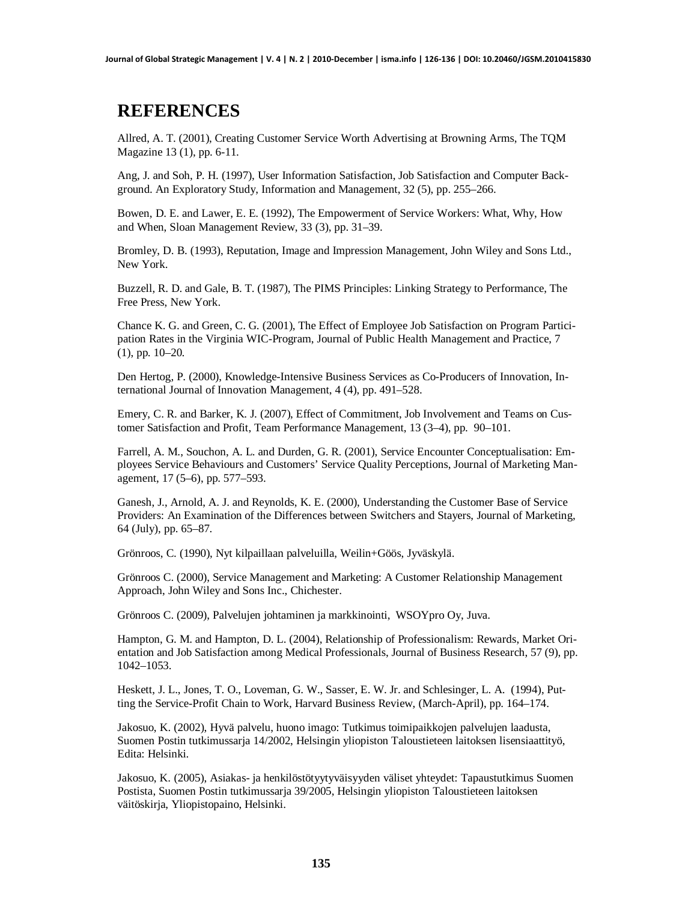# REFERENCES

Allred, A. T. (2001), Creating Customer Service Worth Advertising at Browning Arms, The TQM Magazine 13 (1), pp. 6-11.

Ang, J. and Soh, P. H. (1997), User Information Satisfaction, Job Satisfaction and Computer Background. An Exploratory Study, Information and Management, 32 (5), pp. 255–266.

Bowen, D. E. and Lawer, E. E. (1992), The Empowerment of Service Workers: What, Why, How and When, Sloan Management Review, 33 (3), pp. 31–39.

Bromley, D. B. (1993), Reputation, Image and Impression Management, John Wiley and Sons Ltd., New York.

Buzzell, R. D. and Gale, B. T. (1987), The PIMS Principles: Linking Strategy to Performance, The Free Press, New York.

Chance K. G. and Green, C. G. (2001), The Effect of Employee Job Satisfaction on Program Participation Rates in the Virginia WIC-Program, Journal of Public Health Management and Practice, 7 (1), pp. 10–20.

Den Hertog, P. (2000), Knowledge-Intensive Business Services as Co-Producers of Innovation, International Journal of Innovation Management, 4 (4), pp. 491–528.

Emery, C. R. and Barker, K. J. (2007), Effect of Commitment, Job Involvement and Teams on Customer Satisfaction and Profit, Team Performance Management, 13 (3–4), pp. 90–101.

Farrell, A. M., Souchon, A. L. and Durden, G. R. (2001), Service Encounter Conceptualisation: Employees Service Behaviours and Customers' Service Quality Perceptions, Journal of Marketing Management, 17 (5–6), pp. 577–593.

Ganesh, J., Arnold, A. J. and Reynolds, K. E. (2000), Understanding the Customer Base of Service Providers: An Examination of the Differences between Switchers and Stayers, Journal of Marketing, 64 (July), pp. 65–87.

Grönroos, C. (1990), Nyt kilpaillaan palveluilla, Weilin+Göös, Jyväskylä.

Grönroos C. (2000), Service Management and Marketing: A Customer Relationship Management Approach, John Wiley and Sons Inc., Chichester.

Grönroos C. (2009), Palvelujen johtaminen ja markkinointi, WSOYpro Oy, Juva.

Hampton, G. M. and Hampton, D. L. (2004), Relationship of Professionalism: Rewards, Market Orientation and Job Satisfaction among Medical Professionals, Journal of Business Research, 57 (9), pp. 1042–1053.

Heskett, J. L., Jones, T. O., Loveman, G. W., Sasser, E. W. Jr. and Schlesinger, L. A. (1994), Putting the Service-Profit Chain to Work, Harvard Business Review, (March-April), pp. 164–174.

Jakosuo, K. (2002), Hyvä palvelu, huono imago: Tutkimus toimipaikkojen palvelujen laadusta, Suomen Postin tutkimussarja 14/2002, Helsingin yliopiston Taloustieteen laitoksen lisensiaattityö, Edita: Helsinki.

Jakosuo, K. (2005), Asiakas- ja henkilöstötyytyväisyyden väliset yhteydet: Tapaustutkimus Suomen Postista, Suomen Postin tutkimussarja 39/2005, Helsingin yliopiston Taloustieteen laitoksen väitöskirja, Yliopistopaino, Helsinki.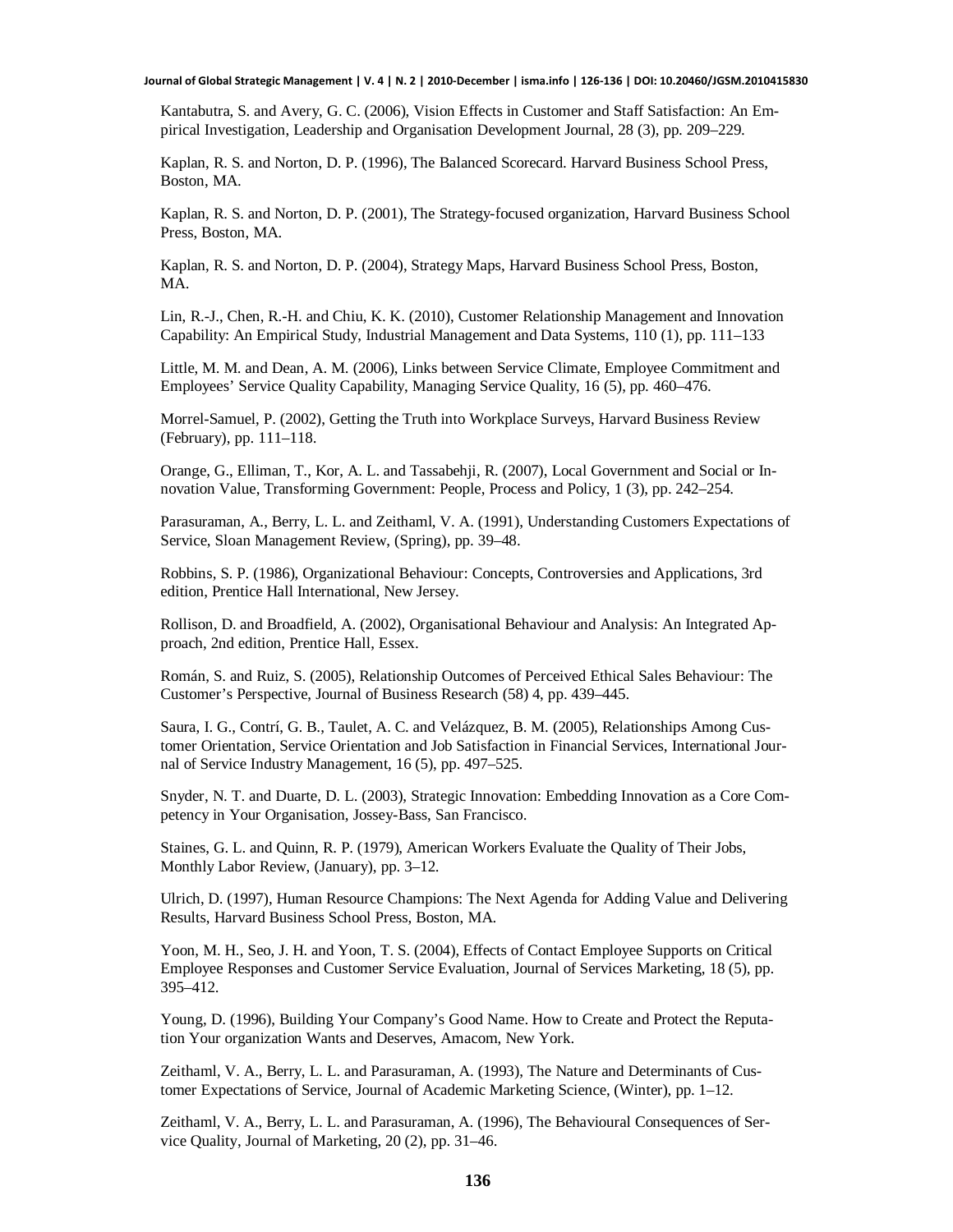Kantabutra, S. and Avery, G. C. (2006), Vision Effects in Customer and Staff Satisfaction: An Empirical Investigation, Leadership and Organisation Development Journal, 28 (3), pp. 209–229.

Kaplan, R. S. and Norton, D. P. (1996), The Balanced Scorecard. Harvard Business School Press, Boston, MA.

Kaplan, R. S. and Norton, D. P. (2001), The Strategy-focused organization, Harvard Business School Press, Boston, MA.

Kaplan, R. S. and Norton, D. P. (2004), Strategy Maps, Harvard Business School Press, Boston, MA.

Lin, R.-J., Chen, R.-H. and Chiu, K. K. (2010), Customer Relationship Management and Innovation Capability: An Empirical Study, Industrial Management and Data Systems, 110 (1), pp. 111–133

Little, M. M. and Dean, A. M. (2006), Links between Service Climate, Employee Commitment and Employees' Service Quality Capability, Managing Service Quality, 16 (5), pp. 460–476.

Morrel-Samuel, P. (2002), Getting the Truth into Workplace Surveys, Harvard Business Review (February), pp. 111–118.

Orange, G., Elliman, T., Kor, A. L. and Tassabehji, R. (2007), Local Government and Social or Innovation Value, Transforming Government: People, Process and Policy, 1 (3), pp. 242–254.

Parasuraman, A., Berry, L. L. and Zeithaml, V. A. (1991), Understanding Customers Expectations of Service, Sloan Management Review, (Spring), pp. 39–48.

Robbins, S. P. (1986), Organizational Behaviour: Concepts, Controversies and Applications, 3rd edition, Prentice Hall International, New Jersey.

Rollison, D. and Broadfield, A. (2002), Organisational Behaviour and Analysis: An Integrated Approach, 2nd edition, Prentice Hall, Essex.

Román, S. and Ruiz, S. (2005), Relationship Outcomes of Perceived Ethical Sales Behaviour: The Customer's Perspective, Journal of Business Research (58) 4, pp. 439–445.

Saura, I. G., Contrí, G. B., Taulet, A. C. and Velázquez, B. M. (2005), Relationships Among Customer Orientation, Service Orientation and Job Satisfaction in Financial Services, International Journal of Service Industry Management, 16 (5), pp. 497–525.

Snyder, N. T. and Duarte, D. L. (2003), Strategic Innovation: Embedding Innovation as a Core Competency in Your Organisation, Jossey-Bass, San Francisco.

Staines, G. L. and Quinn, R. P. (1979), American Workers Evaluate the Quality of Their Jobs, Monthly Labor Review, (January), pp. 3–12.

Ulrich, D. (1997), Human Resource Champions: The Next Agenda for Adding Value and Delivering Results, Harvard Business School Press, Boston, MA.

Yoon, M. H., Seo, J. H. and Yoon, T. S. (2004), Effects of Contact Employee Supports on Critical Employee Responses and Customer Service Evaluation, Journal of Services Marketing, 18 (5), pp. 395–412.

Young, D. (1996), Building Your Company's Good Name. How to Create and Protect the Reputation Your organization Wants and Deserves, Amacom, New York.

Zeithaml, V. A., Berry, L. L. and Parasuraman, A. (1993), The Nature and Determinants of Customer Expectations of Service, Journal of Academic Marketing Science, (Winter), pp. 1–12.

Zeithaml, V. A., Berry, L. L. and Parasuraman, A. (1996), The Behavioural Consequences of Service Quality, Journal of Marketing, 20 (2), pp. 31–46.